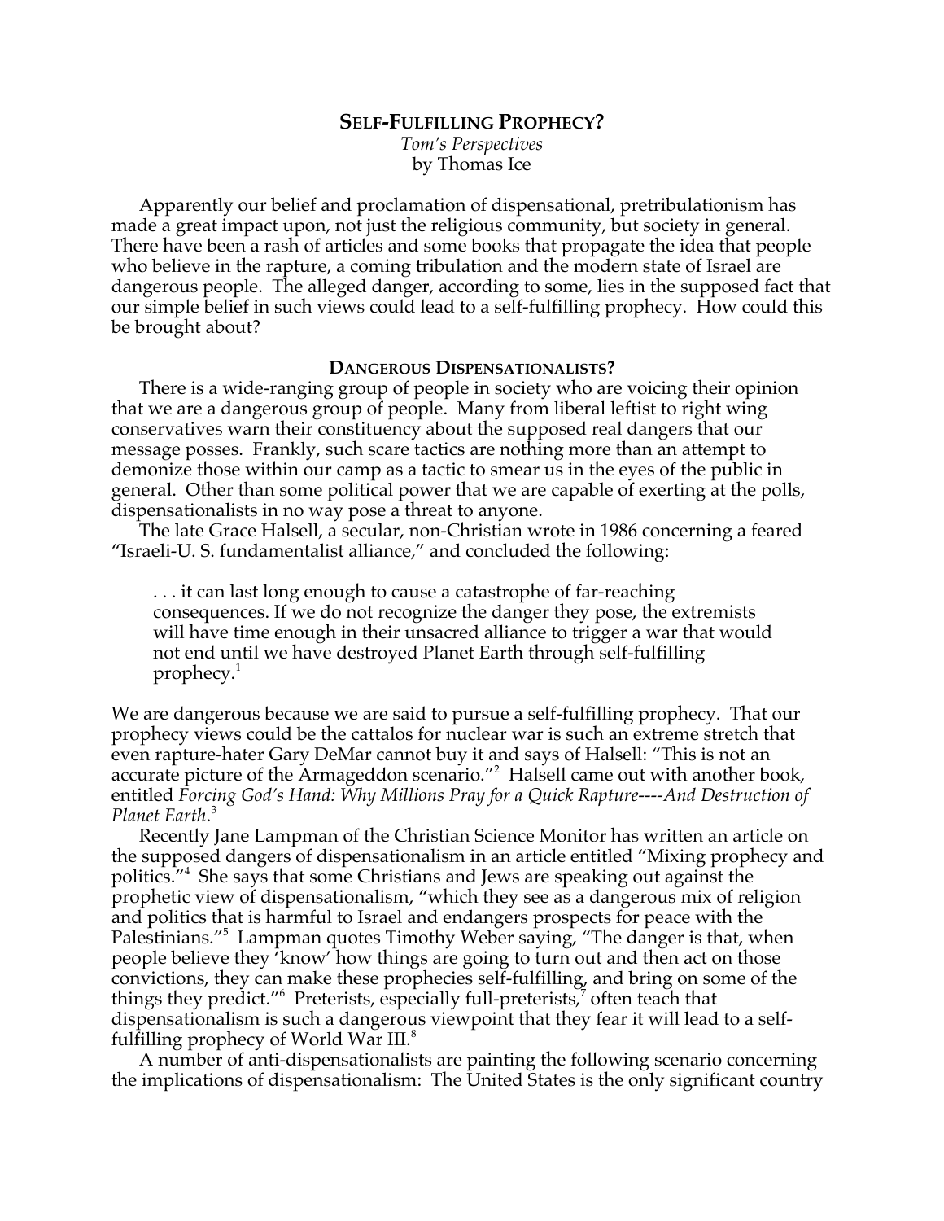# Self-Fulfilling Prophecy?

*Tom's Perspectives*
by Thomas Ice

Apparently our belief and proclamation of dispensational, pretribulationism has made a great impact upon, not just the religious community, but society in general. There have been a rash of articles and some books that propagate the idea that people who believe in the rapture, a coming tribulation and the modern state of Israel are dangerous people. The alleged danger, according to some, lies in the supposed fact that our simple belief in such views could lead to a self-fulfilling prophecy. How could this be brought about?

## Dangerous Dispensationalists?

There is a wide-ranging group of people in society who are voicing their opinion that we are a dangerous group of people. Many from liberal leftist to right wing conservatives warn their constituency about the supposed real dangers that our message posses. Frankly, such scare tactics are nothing more than an attempt to demonize those within our camp as a tactic to smear us in the eyes of the public in general. Other than some political power that we are capable of exerting at the polls, dispensationalists in no way pose a threat to anyone.

The late Grace Halsell, a secular, non-Christian wrote in 1986 concerning a feared "Israeli-U. S. fundamentalist alliance," and concluded the following:

> . . . it can last long enough to cause a catastrophe of far-reaching consequences. If we do not recognize the danger they pose, the extremists will have time enough in their unsacred alliance to trigger a war that would not end until we have destroyed Planet Earth through self-fulfilling prophecy.[1]

We are dangerous because we are said to pursue a self-fulfilling prophecy. That our prophecy views could be the cattalos for nuclear war is such an extreme stretch that even rapture-hater Gary DeMar cannot buy it and says of Halsell: "This is not an accurate picture of the Armageddon scenario."[2] Halsell came out with another book, entitled *Forcing God's Hand: Why Millions Pray for a Quick Rapture----And Destruction of Planet Earth*.[3]

Recently Jane Lampman of the Christian Science Monitor has written an article on the supposed dangers of dispensationalism in an article entitled "Mixing prophecy and politics."[4] She says that some Christians and Jews are speaking out against the prophetic view of dispensationalism, "which they see as a dangerous mix of religion and politics that is harmful to Israel and endangers prospects for peace with the Palestinians."[5] Lampman quotes Timothy Weber saying, "The danger is that, when people believe they 'know' how things are going to turn out and then act on those convictions, they can make these prophecies self-fulfilling, and bring on some of the things they predict."[6] Preterists, especially full-preterists,[7] often teach that dispensationalism is such a dangerous viewpoint that they fear it will lead to a self-fulfilling prophecy of World War III.[8]

A number of anti-dispensationalists are painting the following scenario concerning the implications of dispensationalism: The United States is the only significant country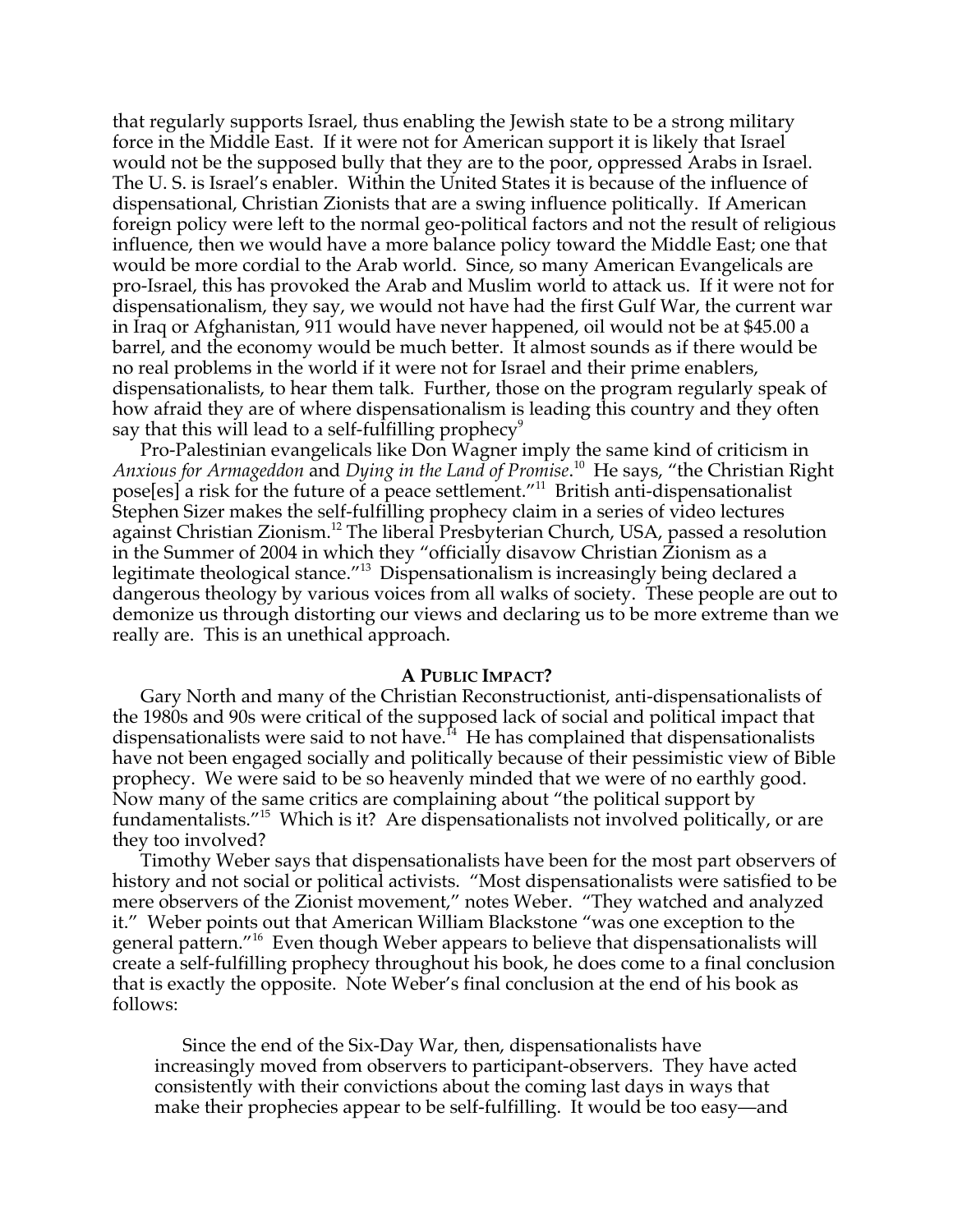that regularly supports Israel, thus enabling the Jewish state to be a strong military force in the Middle East. If it were not for American support it is likely that Israel would not be the supposed bully that they are to the poor, oppressed Arabs in Israel. The U. S. is Israel's enabler. Within the United States it is because of the influence of dispensational, Christian Zionists that are a swing influence politically. If American foreign policy were left to the normal geo-political factors and not the result of religious influence, then we would have a more balance policy toward the Middle East; one that would be more cordial to the Arab world. Since, so many American Evangelicals are pro-Israel, this has provoked the Arab and Muslim world to attack us. If it were not for dispensationalism, they say, we would not have had the first Gulf War, the current war in Iraq or Afghanistan, 911 would have never happened, oil would not be at $45.00 a barrel, and the economy would be much better. It almost sounds as if there would be no real problems in the world if it were not for Israel and their prime enablers, dispensationalists, to hear them talk. Further, those on the program regularly speak of how afraid they are of where dispensationalism is leading this country and they often say that this will lead to a self-fulfilling prophecy[9]

Pro-Palestinian evangelicals like Don Wagner imply the same kind of criticism in *Anxious for Armageddon* and *Dying in the Land of Promise*.[10] He says, "the Christian Right pose[es] a risk for the future of a peace settlement."[11] British anti-dispensationalist Stephen Sizer makes the self-fulfilling prophecy claim in a series of video lectures against Christian Zionism.[12] The liberal Presbyterian Church, USA, passed a resolution in the Summer of 2004 in which they "officially disavow Christian Zionism as a legitimate theological stance."[13] Dispensationalism is increasingly being declared a dangerous theology by various voices from all walks of society. These people are out to demonize us through distorting our views and declaring us to be more extreme than we really are. This is an unethical approach.

## A PUBLIC IMPACT?

Gary North and many of the Christian Reconstructionist, anti-dispensationalists of the 1980s and 90s were critical of the supposed lack of social and political impact that dispensationalists were said to not have.[14] He has complained that dispensationalists have not been engaged socially and politically because of their pessimistic view of Bible prophecy. We were said to be so heavenly minded that we were of no earthly good. Now many of the same critics are complaining about "the political support by fundamentalists."[15] Which is it? Are dispensationalists not involved politically, or are they too involved?

Timothy Weber says that dispensationalists have been for the most part observers of history and not social or political activists. "Most dispensationalists were satisfied to be mere observers of the Zionist movement," notes Weber. "They watched and analyzed it." Weber points out that American William Blackstone "was one exception to the general pattern."[16] Even though Weber appears to believe that dispensationalists will create a self-fulfilling prophecy throughout his book, he does come to a final conclusion that is exactly the opposite. Note Weber's final conclusion at the end of his book as follows:

> Since the end of the Six-Day War, then, dispensationalists have increasingly moved from observers to participant-observers. They have acted consistently with their convictions about the coming last days in ways that make their prophecies appear to be self-fulfilling. It would be too easy—and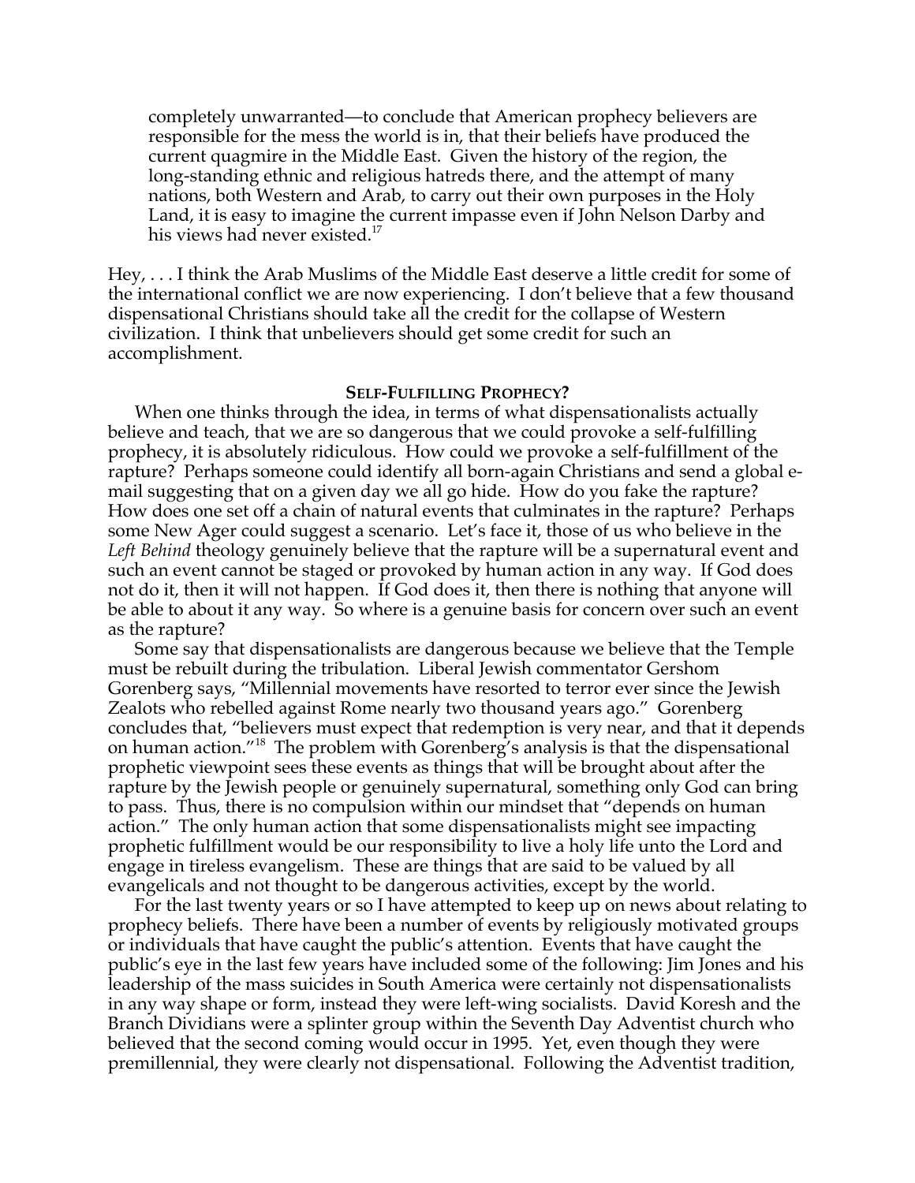> completely unwarranted—to conclude that American prophecy believers are responsible for the mess the world is in, that their beliefs have produced the current quagmire in the Middle East. Given the history of the region, the long-standing ethnic and religious hatreds there, and the attempt of many nations, both Western and Arab, to carry out their own purposes in the Holy Land, it is easy to imagine the current impasse even if John Nelson Darby and his views had never existed.[17]

Hey, . . . I think the Arab Muslims of the Middle East deserve a little credit for some of the international conflict we are now experiencing. I don't believe that a few thousand dispensational Christians should take all the credit for the collapse of Western civilization. I think that unbelievers should get some credit for such an accomplishment.

### SELF-FULFILLING PROPHECY?

When one thinks through the idea, in terms of what dispensationalists actually believe and teach, that we are so dangerous that we could provoke a self-fulfilling prophecy, it is absolutely ridiculous. How could we provoke a self-fulfillment of the rapture? Perhaps someone could identify all born-again Christians and send a global e-mail suggesting that on a given day we all go hide. How do you fake the rapture? How does one set off a chain of natural events that culminates in the rapture? Perhaps some New Ager could suggest a scenario. Let's face it, those of us who believe in the *Left Behind* theology genuinely believe that the rapture will be a supernatural event and such an event cannot be staged or provoked by human action in any way. If God does not do it, then it will not happen. If God does it, then there is nothing that anyone will be able to about it any way. So where is a genuine basis for concern over such an event as the rapture?

Some say that dispensationalists are dangerous because we believe that the Temple must be rebuilt during the tribulation. Liberal Jewish commentator Gershom Gorenberg says, "Millennial movements have resorted to terror ever since the Jewish Zealots who rebelled against Rome nearly two thousand years ago." Gorenberg concludes that, "believers must expect that redemption is very near, and that it depends on human action."[18] The problem with Gorenberg's analysis is that the dispensational prophetic viewpoint sees these events as things that will be brought about after the rapture by the Jewish people or genuinely supernatural, something only God can bring to pass. Thus, there is no compulsion within our mindset that "depends on human action." The only human action that some dispensationalists might see impacting prophetic fulfillment would be our responsibility to live a holy life unto the Lord and engage in tireless evangelism. These are things that are said to be valued by all evangelicals and not thought to be dangerous activities, except by the world.

For the last twenty years or so I have attempted to keep up on news about relating to prophecy beliefs. There have been a number of events by religiously motivated groups or individuals that have caught the public's attention. Events that have caught the public's eye in the last few years have included some of the following: Jim Jones and his leadership of the mass suicides in South America were certainly not dispensationalists in any way shape or form, instead they were left-wing socialists. David Koresh and the Branch Dividians were a splinter group within the Seventh Day Adventist church who believed that the second coming would occur in 1995. Yet, even though they were premillennial, they were clearly not dispensational. Following the Adventist tradition,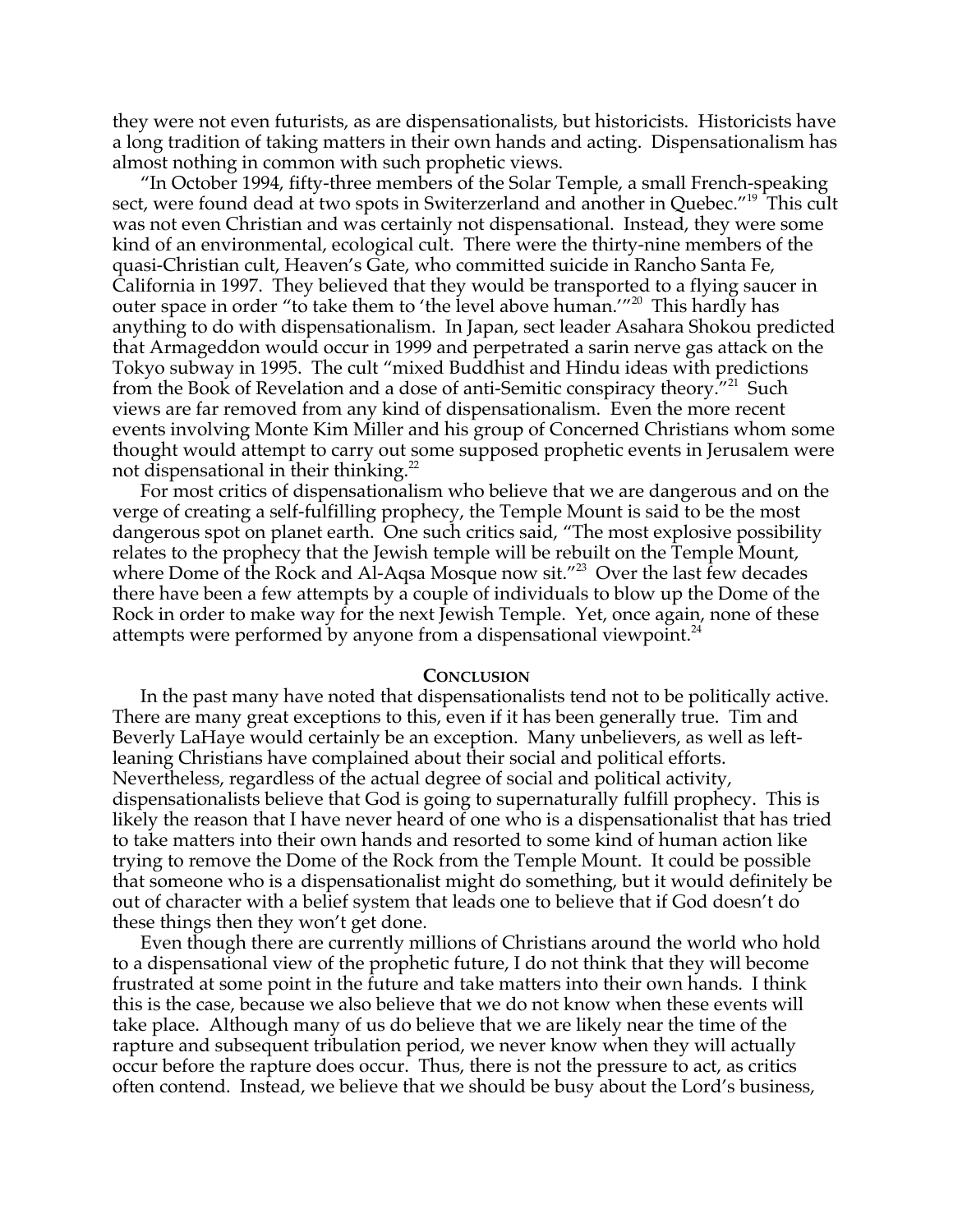they were not even futurists, as are dispensationalists, but historicists. Historicists have a long tradition of taking matters in their own hands and acting. Dispensationalism has almost nothing in common with such prophetic views.

"In October 1994, fifty-three members of the Solar Temple, a small French-speaking sect, were found dead at two spots in Switerzerland and another in Quebec."[19] This cult was not even Christian and was certainly not dispensational. Instead, they were some kind of an environmental, ecological cult. There were the thirty-nine members of the quasi-Christian cult, Heaven's Gate, who committed suicide in Rancho Santa Fe, California in 1997. They believed that they would be transported to a flying saucer in outer space in order "to take them to 'the level above human.'"[20] This hardly has anything to do with dispensationalism. In Japan, sect leader Asahara Shokou predicted that Armageddon would occur in 1999 and perpetrated a sarin nerve gas attack on the Tokyo subway in 1995. The cult "mixed Buddhist and Hindu ideas with predictions from the Book of Revelation and a dose of anti-Semitic conspiracy theory."[21] Such views are far removed from any kind of dispensationalism. Even the more recent events involving Monte Kim Miller and his group of Concerned Christians whom some thought would attempt to carry out some supposed prophetic events in Jerusalem were not dispensational in their thinking.[22]

For most critics of dispensationalism who believe that we are dangerous and on the verge of creating a self-fulfilling prophecy, the Temple Mount is said to be the most dangerous spot on planet earth. One such critics said, "The most explosive possibility relates to the prophecy that the Jewish temple will be rebuilt on the Temple Mount, where Dome of the Rock and Al-Aqsa Mosque now sit."[23] Over the last few decades there have been a few attempts by a couple of individuals to blow up the Dome of the Rock in order to make way for the next Jewish Temple. Yet, once again, none of these attempts were performed by anyone from a dispensational viewpoint.[24]

## Conclusion

In the past many have noted that dispensationalists tend not to be politically active. There are many great exceptions to this, even if it has been generally true. Tim and Beverly LaHaye would certainly be an exception. Many unbelievers, as well as left-leaning Christians have complained about their social and political efforts. Nevertheless, regardless of the actual degree of social and political activity, dispensationalists believe that God is going to supernaturally fulfill prophecy. This is likely the reason that I have never heard of one who is a dispensationalist that has tried to take matters into their own hands and resorted to some kind of human action like trying to remove the Dome of the Rock from the Temple Mount. It could be possible that someone who is a dispensationalist might do something, but it would definitely be out of character with a belief system that leads one to believe that if God doesn't do these things then they won't get done.

Even though there are currently millions of Christians around the world who hold to a dispensational view of the prophetic future, I do not think that they will become frustrated at some point in the future and take matters into their own hands. I think this is the case, because we also believe that we do not know when these events will take place. Although many of us do believe that we are likely near the time of the rapture and subsequent tribulation period, we never know when they will actually occur before the rapture does occur. Thus, there is not the pressure to act, as critics often contend. Instead, we believe that we should be busy about the Lord's business,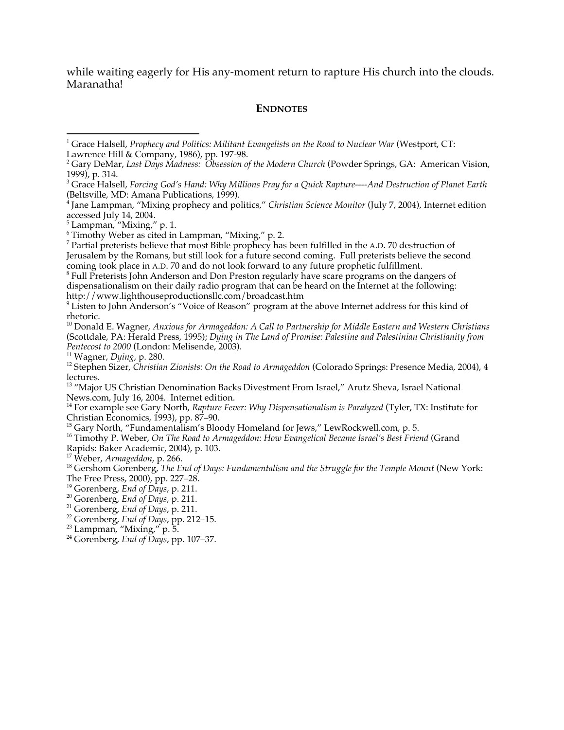while waiting eagerly for His any-moment return to rapture His church into the clouds. Maranatha!

## ENDNOTES

[1] Grace Halsell, *Prophecy and Politics: Militant Evangelists on the Road to Nuclear War* (Westport, CT: Lawrence Hill & Company, 1986), pp. 197-98.

[2] Gary DeMar, *Last Days Madness: Obsession of the Modern Church* (Powder Springs, GA: American Vision, 1999), p. 314.

[3] Grace Halsell, *Forcing God's Hand: Why Millions Pray for a Quick Rapture----And Destruction of Planet Earth* (Beltsville, MD: Amana Publications, 1999).

[4] Jane Lampman, "Mixing prophecy and politics," *Christian Science Monitor* (July 7, 2004), Internet edition accessed July 14, 2004.

[5] Lampman, "Mixing," p. 1.

[6] Timothy Weber as cited in Lampman, "Mixing," p. 2.

[7] Partial preterists believe that most Bible prophecy has been fulfilled in the A.D. 70 destruction of Jerusalem by the Romans, but still look for a future second coming. Full preterists believe the second coming took place in A.D. 70 and do not look forward to any future prophetic fulfillment.

[8] Full Preterists John Anderson and Don Preston regularly have scare programs on the dangers of dispensationalism on their daily radio program that can be heard on the Internet at the following: http://www.lighthouseproductionsllc.com/broadcast.htm

[9] Listen to John Anderson's "Voice of Reason" program at the above Internet address for this kind of rhetoric.

[10] Donald E. Wagner, *Anxious for Armageddon: A Call to Partnership for Middle Eastern and Western Christians* (Scottdale, PA: Herald Press, 1995); *Dying in The Land of Promise: Palestine and Palestinian Christianity from Pentecost to 2000* (London: Melisende, 2003).

[11] Wagner, *Dying*, p. 280.

[12] Stephen Sizer, *Christian Zionists: On the Road to Armageddon* (Colorado Springs: Presence Media, 2004), 4 lectures.

[13] "Major US Christian Denomination Backs Divestment From Israel," Arutz Sheva, Israel National News.com, July 16, 2004. Internet edition.

[14] For example see Gary North, *Rapture Fever: Why Dispensationalism is Paralyzed* (Tyler, TX: Institute for Christian Economics, 1993), pp. 87–90.

[15] Gary North, "Fundamentalism's Bloody Homeland for Jews," LewRockwell.com, p. 5.

[16] Timothy P. Weber, *On The Road to Armageddon: How Evangelical Became Israel's Best Friend* (Grand Rapids: Baker Academic, 2004), p. 103.

[17] Weber, *Armageddon*, p. 266.

[18] Gershom Gorenberg, *The End of Days: Fundamentalism and the Struggle for the Temple Mount* (New York: The Free Press, 2000), pp. 227–28.

[19] Gorenberg, *End of Days*, p. 211.

[20] Gorenberg, *End of Days*, p. 211.

[21] Gorenberg, *End of Days*, p. 211.

[22] Gorenberg, *End of Days*, pp. 212–15.

[23] Lampman, "Mixing," p. 5.

[24] Gorenberg, *End of Days*, pp. 107–37.